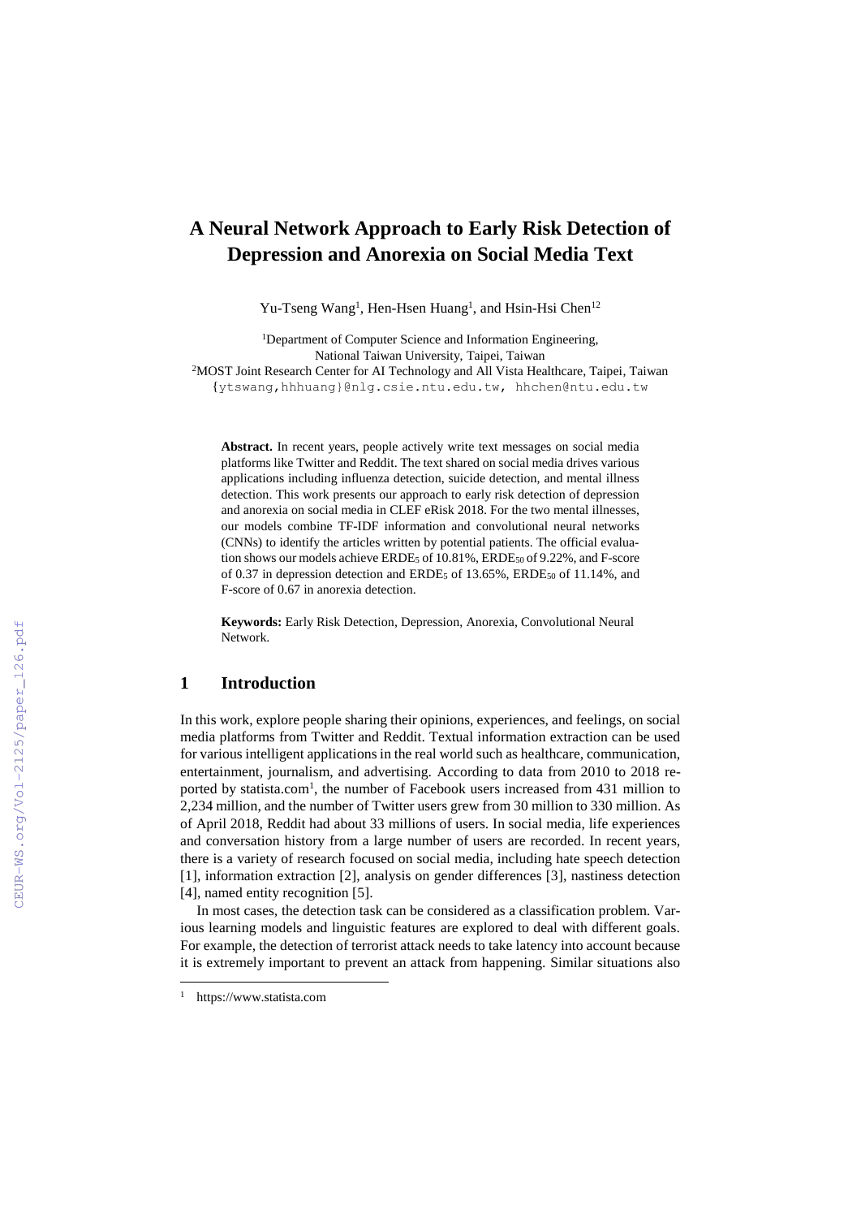# A Neural Network Approach to Early Risk Detection of Depression and Anorexia on Social Media Text

Yu-Tseng Wang[1], Hen-Hsen Huang[1], and Hsin-Hsi Chen[12]

[1]Department of Computer Science and Information Engineering, National Taiwan University, Taipei, Taiwan

[2]MOST Joint Research Center for AI Technology and All Vista Healthcare, Taipei, Taiwan

{ytswang,hhhuang}@nlg.csie.ntu.edu.tw, hhchen@ntu.edu.tw

**Abstract.** In recent years, people actively write text messages on social media platforms like Twitter and Reddit. The text shared on social media drives various applications including influenza detection, suicide detection, and mental illness detection. This work presents our approach to early risk detection of depression and anorexia on social media in CLEF eRisk 2018. For the two mental illnesses, our models combine TF-IDF information and convolutional neural networks (CNNs) to identify the articles written by potential patients. The official evaluation shows our models achieve $ERDE_5$ of 10.81%, $ERDE_{50}$ of 9.22%, and F-score of 0.37 in depression detection and $ERDE_5$ of 13.65%, $ERDE_{50}$ of 11.14%, and F-score of 0.67 in anorexia detection.

**Keywords:** Early Risk Detection, Depression, Anorexia, Convolutional Neural Network.

## 1 Introduction

In this work, explore people sharing their opinions, experiences, and feelings, on social media platforms from Twitter and Reddit. Textual information extraction can be used for various intelligent applications in the real world such as healthcare, communication, entertainment, journalism, and advertising. According to data from 2010 to 2018 reported by statista.com[1], the number of Facebook users increased from 431 million to 2,234 million, and the number of Twitter users grew from 30 million to 330 million. As of April 2018, Reddit had about 33 millions of users. In social media, life experiences and conversation history from a large number of users are recorded. In recent years, there is a variety of research focused on social media, including hate speech detection [1], information extraction [2], analysis on gender differences [3], nastiness detection [4], named entity recognition [5].

In most cases, the detection task can be considered as a classification problem. Various learning models and linguistic features are explored to deal with different goals. For example, the detection of terrorist attack needs to take latency into account because it is extremely important to prevent an attack from happening. Similar situations also

[1] https://www.statista.com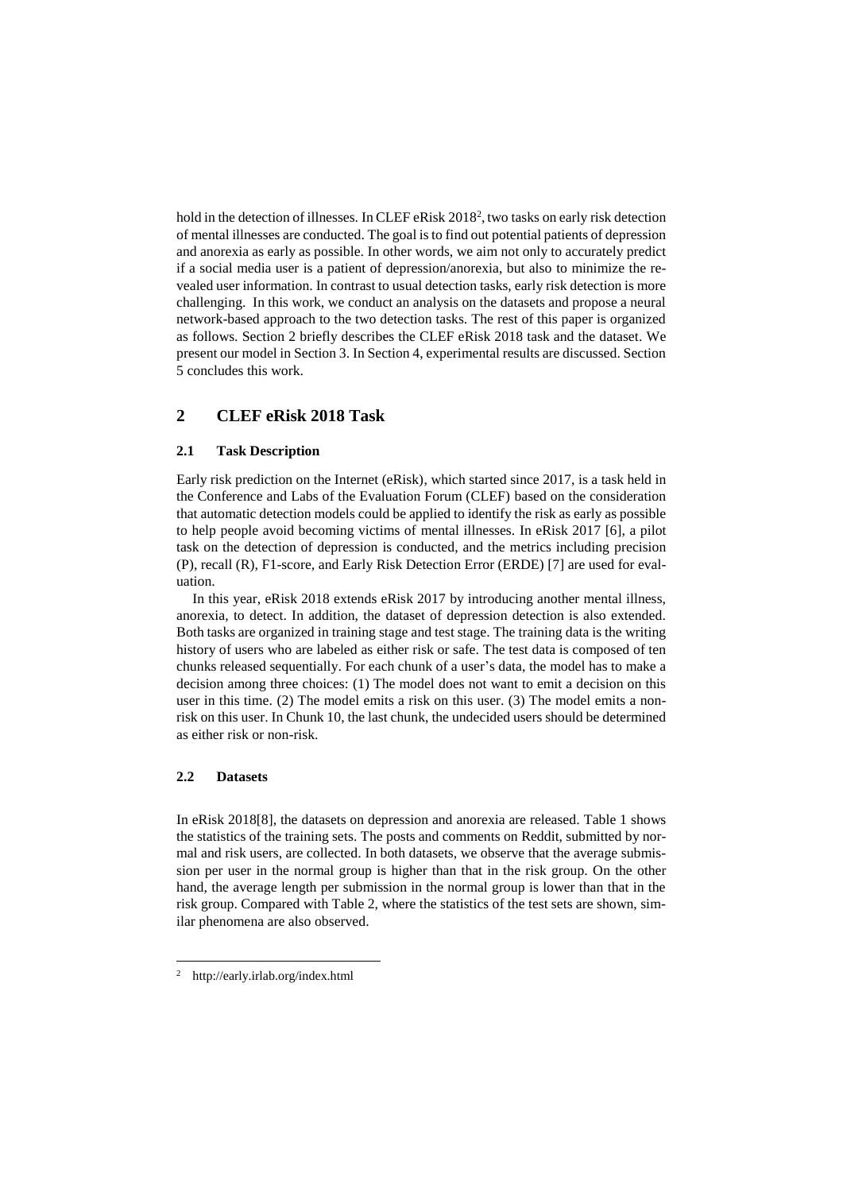hold in the detection of illnesses. In CLEF eRisk 2018[2], two tasks on early risk detection of mental illnesses are conducted. The goal is to find out potential patients of depression and anorexia as early as possible. In other words, we aim not only to accurately predict if a social media user is a patient of depression/anorexia, but also to minimize the revealed user information. In contrast to usual detection tasks, early risk detection is more challenging. In this work, we conduct an analysis on the datasets and propose a neural network-based approach to the two detection tasks. The rest of this paper is organized as follows. Section 2 briefly describes the CLEF eRisk 2018 task and the dataset. We present our model in Section 3. In Section 4, experimental results are discussed. Section 5 concludes this work.

## 2 CLEF eRisk 2018 Task

### 2.1 Task Description

Early risk prediction on the Internet (eRisk), which started since 2017, is a task held in the Conference and Labs of the Evaluation Forum (CLEF) based on the consideration that automatic detection models could be applied to identify the risk as early as possible to help people avoid becoming victims of mental illnesses. In eRisk 2017 [6], a pilot task on the detection of depression is conducted, and the metrics including precision (P), recall (R), F1-score, and Early Risk Detection Error (ERDE) [7] are used for evaluation.

In this year, eRisk 2018 extends eRisk 2017 by introducing another mental illness, anorexia, to detect. In addition, the dataset of depression detection is also extended. Both tasks are organized in training stage and test stage. The training data is the writing history of users who are labeled as either risk or safe. The test data is composed of ten chunks released sequentially. For each chunk of a user's data, the model has to make a decision among three choices: (1) The model does not want to emit a decision on this user in this time. (2) The model emits a risk on this user. (3) The model emits a non-risk on this user. In Chunk 10, the last chunk, the undecided users should be determined as either risk or non-risk.

### 2.2 Datasets

In eRisk 2018[8], the datasets on depression and anorexia are released. Table 1 shows the statistics of the training sets. The posts and comments on Reddit, submitted by normal and risk users, are collected. In both datasets, we observe that the average submission per user in the normal group is higher than that in the risk group. On the other hand, the average length per submission in the normal group is lower than that in the risk group. Compared with Table 2, where the statistics of the test sets are shown, similar phenomena are also observed.

---

[2] http://early.irlab.org/index.html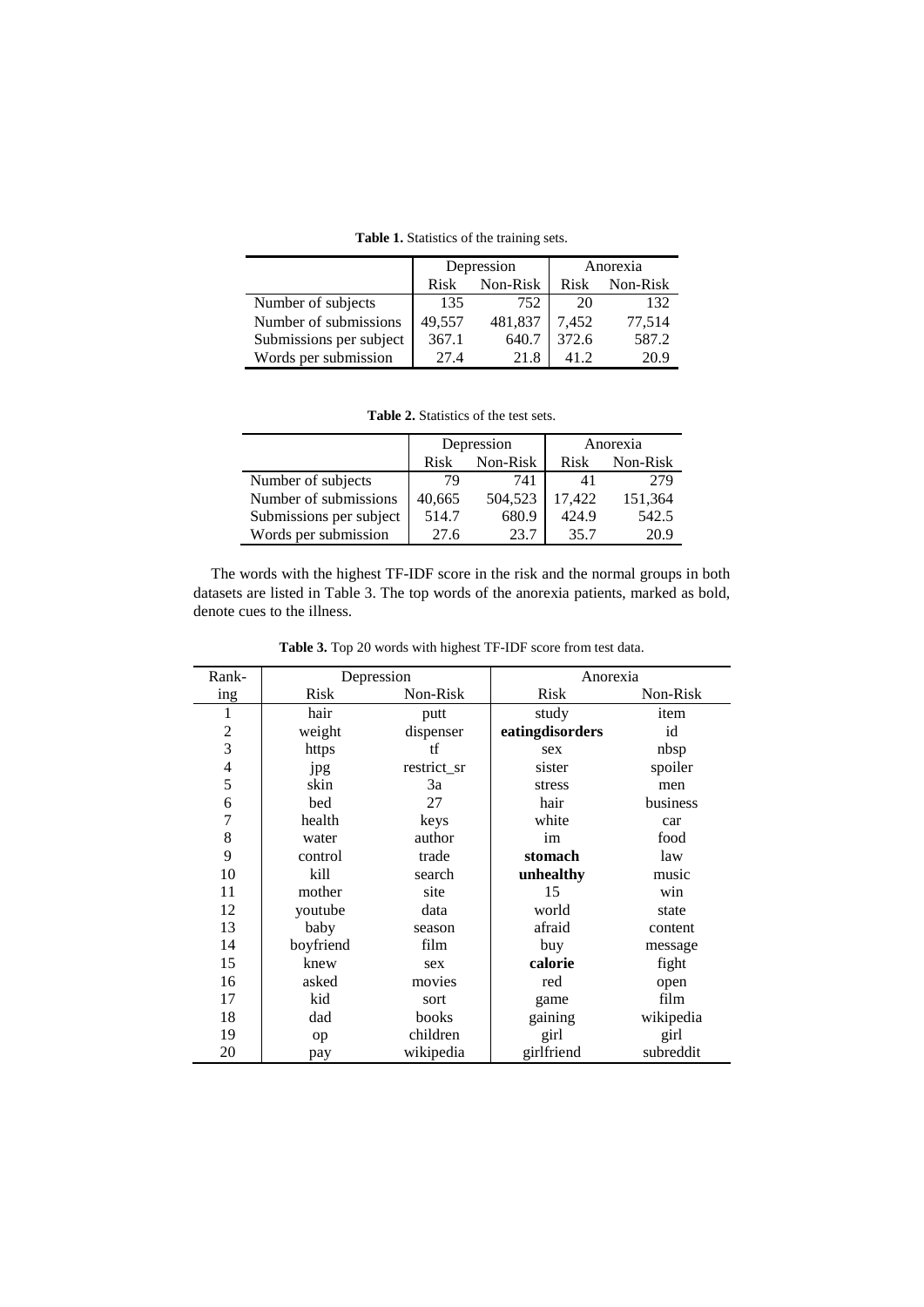**Table 1.** Statistics of the training sets.

| | Depression | | Anorexia | |
|---|---|---|---|---|
| | Risk | Non-Risk | Risk | Non-Risk |
| Number of subjects | 135 | 752 | 20 | 132 |
| Number of submissions | 49,557 | 481,837 | 7,452 | 77,514 |
| Submissions per subject | 367.1 | 640.7 | 372.6 | 587.2 |
| Words per submission | 27.4 | 21.8 | 41.2 | 20.9 |

**Table 2.** Statistics of the test sets.

| | Depression | | Anorexia | |
|---|---|---|---|---|
| | Risk | Non-Risk | Risk | Non-Risk |
| Number of subjects | 79 | 741 | 41 | 279 |
| Number of submissions | 40,665 | 504,523 | 17,422 | 151,364 |
| Submissions per subject | 514.7 | 680.9 | 424.9 | 542.5 |
| Words per submission | 27.6 | 23.7 | 35.7 | 20.9 |

The words with the highest TF-IDF score in the risk and the normal groups in both datasets are listed in Table 3. The top words of the anorexia patients, marked as bold, denote cues to the illness.

**Table 3.** Top 20 words with highest TF-IDF score from test data.

| Ranking | Depression | | Anorexia | |
|---|---|---|---|---|
| | Risk | Non-Risk | Risk | Non-Risk |
| 1 | hair | putt | study | item |
| 2 | weight | dispenser | **eatingdisorders** | id |
| 3 | https | tf | sex | nbsp |
| 4 | jpg | restrict_sr | sister | spoiler |
| 5 | skin | 3a | stress | men |
| 6 | bed | 27 | hair | business |
| 7 | health | keys | white | car |
| 8 | water | author | im | food |
| 9 | control | trade | **stomach** | law |
| 10 | kill | search | **unhealthy** | music |
| 11 | mother | site | 15 | win |
| 12 | youtube | data | world | state |
| 13 | baby | season | afraid | content |
| 14 | boyfriend | film | buy | message |
| 15 | knew | sex | **calorie** | fight |
| 16 | asked | movies | red | open |
| 17 | kid | sort | game | film |
| 18 | dad | books | gaining | wikipedia |
| 19 | op | children | girl | girl |
| 20 | pay | wikipedia | girlfriend | subreddit |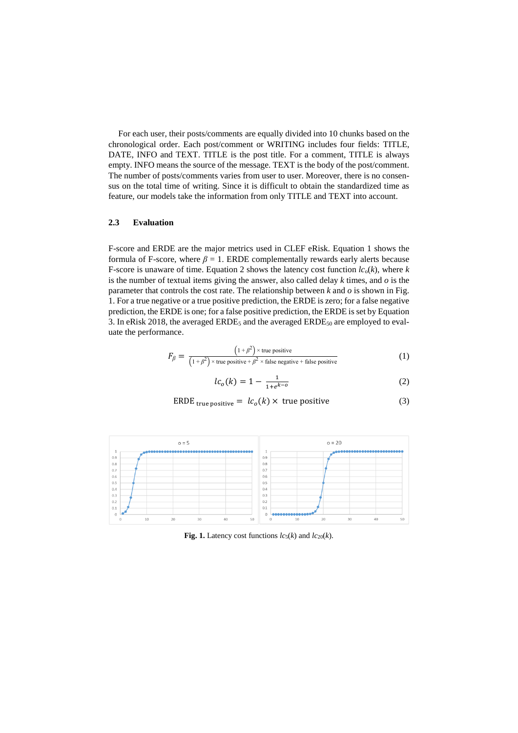For each user, their posts/comments are equally divided into 10 chunks based on the chronological order. Each post/comment or WRITING includes four fields: TITLE, DATE, INFO and TEXT. TITLE is the post title. For a comment, TITLE is always empty. INFO means the source of the message. TEXT is the body of the post/comment. The number of posts/comments varies from user to user. Moreover, there is no consensus on the total time of writing. Since it is difficult to obtain the standardized time as feature, our models take the information from only TITLE and TEXT into account.

### 2.3 Evaluation

F-score and ERDE are the major metrics used in CLEF eRisk. Equation 1 shows the formula of F-score, where $\beta = 1$. ERDE complementally rewards early alerts because F-score is unaware of time. Equation 2 shows the latency cost function $lc_o(k)$, where $k$ is the number of textual items giving the answer, also called delay $k$ times, and $o$ is the parameter that controls the cost rate. The relationship between $k$ and $o$ is shown in Fig. 1. For a true negative or a true positive prediction, the ERDE is zero; for a false negative prediction, the ERDE is one; for a false positive prediction, the ERDE is set by Equation 3. In eRisk 2018, the averaged $\text{ERDE}_5$ and the averaged $\text{ERDE}_{50}$ are employed to evaluate the performance.

$$F_\beta = \frac{\left(1+\beta^2\right) \times \text{true positive}}{\left(1+\beta^2\right) \times \text{true positive} + \beta^2 \times \text{false negative} + \text{false positive}} \tag{1}$$

$$lc_o(k) = 1 - \frac{1}{1+e^{k-o}} \tag{2}$$

$$\text{ERDE}_{\text{true positive}} = lc_o(k) \times \text{true positive} \tag{3}$$

**Fig. 1.** Latency cost functions $lc_5(k)$ and $lc_{20}(k)$.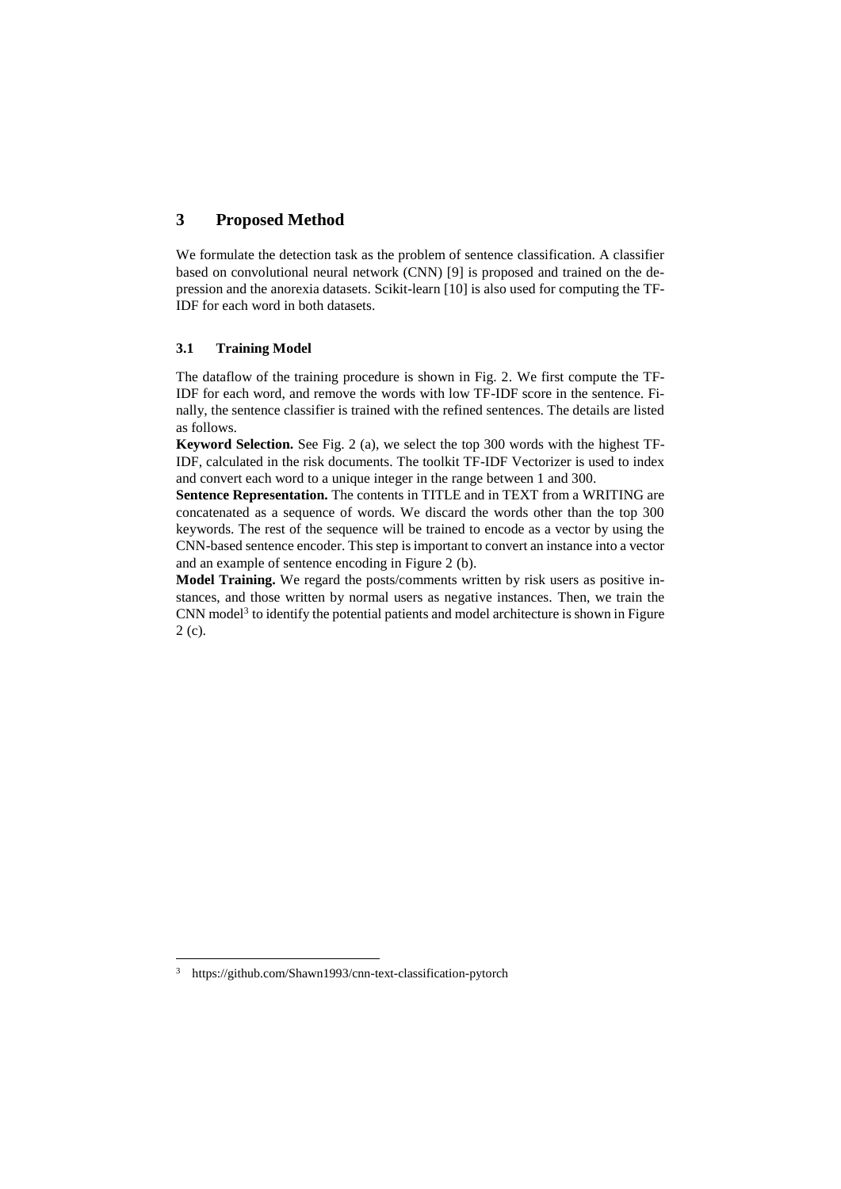# 3 Proposed Method

We formulate the detection task as the problem of sentence classification. A classifier based on convolutional neural network (CNN) [9] is proposed and trained on the depression and the anorexia datasets. Scikit-learn [10] is also used for computing the TF-IDF for each word in both datasets.

## 3.1 Training Model

The dataflow of the training procedure is shown in Fig. 2. We first compute the TF-IDF for each word, and remove the words with low TF-IDF score in the sentence. Finally, the sentence classifier is trained with the refined sentences. The details are listed as follows.

**Keyword Selection.** See Fig. 2 (a), we select the top 300 words with the highest TF-IDF, calculated in the risk documents. The toolkit TF-IDF Vectorizer is used to index and convert each word to a unique integer in the range between 1 and 300.

**Sentence Representation.** The contents in TITLE and in TEXT from a WRITING are concatenated as a sequence of words. We discard the words other than the top 300 keywords. The rest of the sequence will be trained to encode as a vector by using the CNN-based sentence encoder. This step is important to convert an instance into a vector and an example of sentence encoding in Figure 2 (b).

**Model Training.** We regard the posts/comments written by risk users as positive instances, and those written by normal users as negative instances. Then, we train the CNN model[3] to identify the potential patients and model architecture is shown in Figure 2 (c).

[3] https://github.com/Shawn1993/cnn-text-classification-pytorch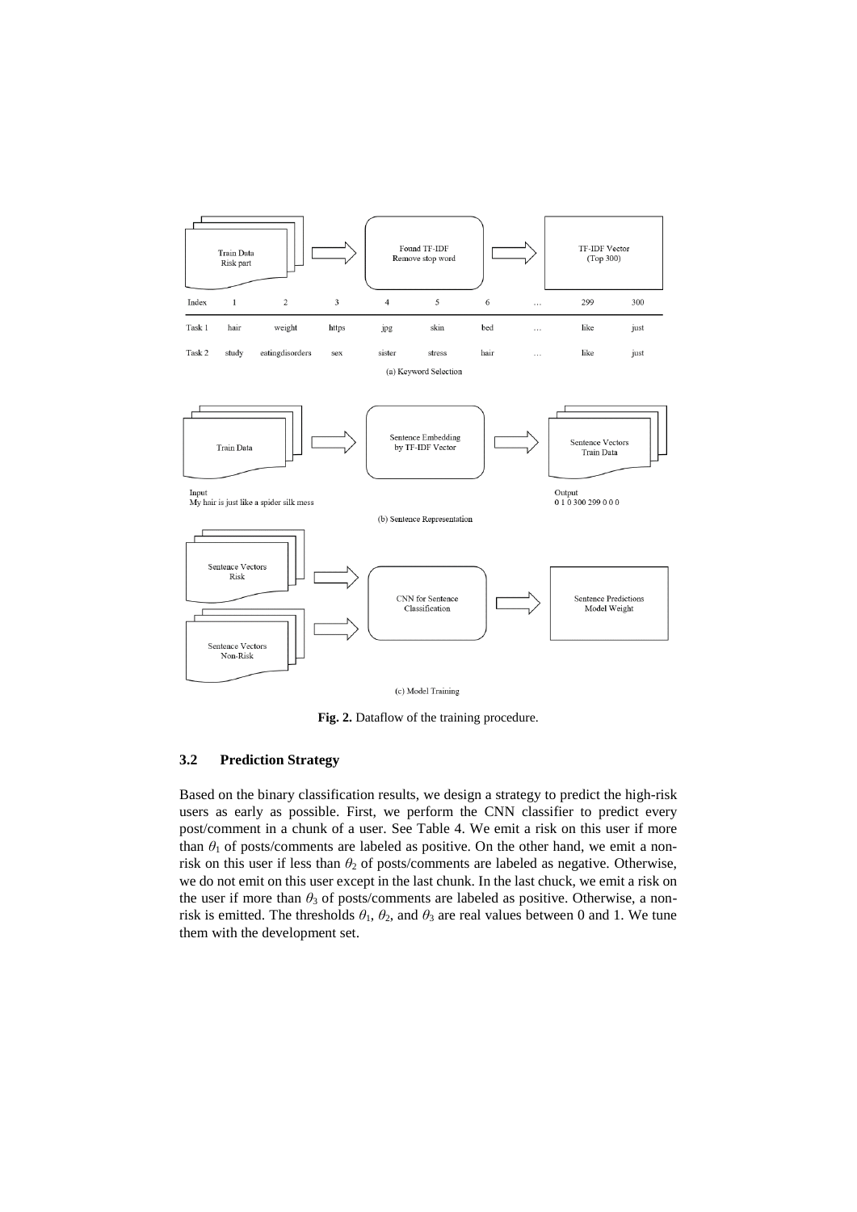| Index | 1 | 2 | 3 | 4 | 5 | 6 | … | 299 | 300 |
|---|---|---|---|---|---|---|---|---|---|
| Task 1 | hair | weight | https | jpg | skin | bed | … | like | just |
| Task 2 | study | eatingdisorders | sex | sister | stress | hair | … | like | just |

(a) Keyword Selection

Input
My hair is just like a spider silk mess

Output
0 1 0 300 299 0 0 0

(b) Sentence Representation

(c) Model Training

**Fig. 2.** Dataflow of the training procedure.

### 3.2 Prediction Strategy

Based on the binary classification results, we design a strategy to predict the high-risk users as early as possible. First, we perform the CNN classifier to predict every post/comment in a chunk of a user. See Table 4. We emit a risk on this user if more than $\theta_1$ of posts/comments are labeled as positive. On the other hand, we emit a non-risk on this user if less than $\theta_2$ of posts/comments are labeled as negative. Otherwise, we do not emit on this user except in the last chunk. In the last chuck, we emit a risk on the user if more than $\theta_3$ of posts/comments are labeled as positive. Otherwise, a non-risk is emitted. The thresholds $\theta_1$, $\theta_2$, and $\theta_3$ are real values between 0 and 1. We tune them with the development set.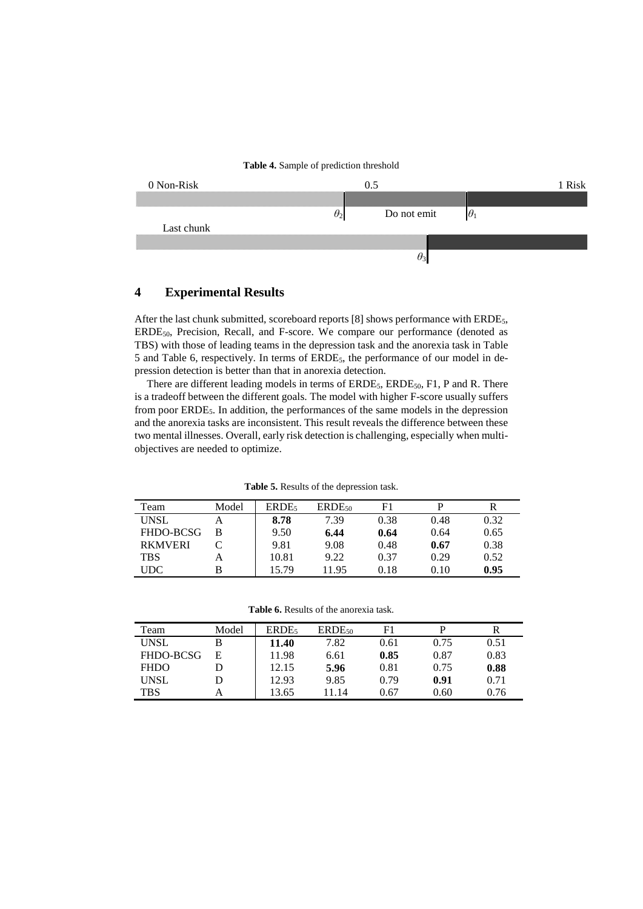**Table 4.** Sample of prediction threshold

0 Non-Risk — 0.5 — 1 Risk

$\theta_2$ Do not emit $\theta_1$

Last chunk

$\theta_3$

## 4 Experimental Results

After the last chunk submitted, scoreboard reports [8] shows performance with $ERDE_5$, $ERDE_{50}$, Precision, Recall, and F-score. We compare our performance (denoted as TBS) with those of leading teams in the depression task and the anorexia task in Table 5 and Table 6, respectively. In terms of $ERDE_5$, the performance of our model in depression detection is better than that in anorexia detection.

There are different leading models in terms of $ERDE_5$, $ERDE_{50}$, F1, P and R. There is a tradeoff between the different goals. The model with higher F-score usually suffers from poor $ERDE_5$. In addition, the performances of the same models in the depression and the anorexia tasks are inconsistent. This result reveals the difference between these two mental illnesses. Overall, early risk detection is challenging, especially when multi-objectives are needed to optimize.

**Table 5.** Results of the depression task.

| Team | Model | $ERDE_5$ | $ERDE_{50}$ | F1 | P | R |
|---|---|---|---|---|---|---|
| UNSL | A | **8.78** | 7.39 | 0.38 | 0.48 | 0.32 |
| FHDO-BCSG | B | 9.50 | **6.44** | **0.64** | 0.64 | 0.65 |
| RKMVERI | C | 9.81 | 9.08 | 0.48 | **0.67** | 0.38 |
| TBS | A | 10.81 | 9.22 | 0.37 | 0.29 | 0.52 |
| UDC | B | 15.79 | 11.95 | 0.18 | 0.10 | **0.95** |

**Table 6.** Results of the anorexia task.

| Team | Model | $ERDE_5$ | $ERDE_{50}$ | F1 | P | R |
|---|---|---|---|---|---|---|
| UNSL | B | **11.40** | 7.82 | 0.61 | 0.75 | 0.51 |
| FHDO-BCSG | E | 11.98 | 6.61 | **0.85** | 0.87 | 0.83 |
| FHDO | D | 12.15 | **5.96** | 0.81 | 0.75 | **0.88** |
| UNSL | D | 12.93 | 9.85 | 0.79 | **0.91** | 0.71 |
| TBS | A | 13.65 | 11.14 | 0.67 | 0.60 | 0.76 |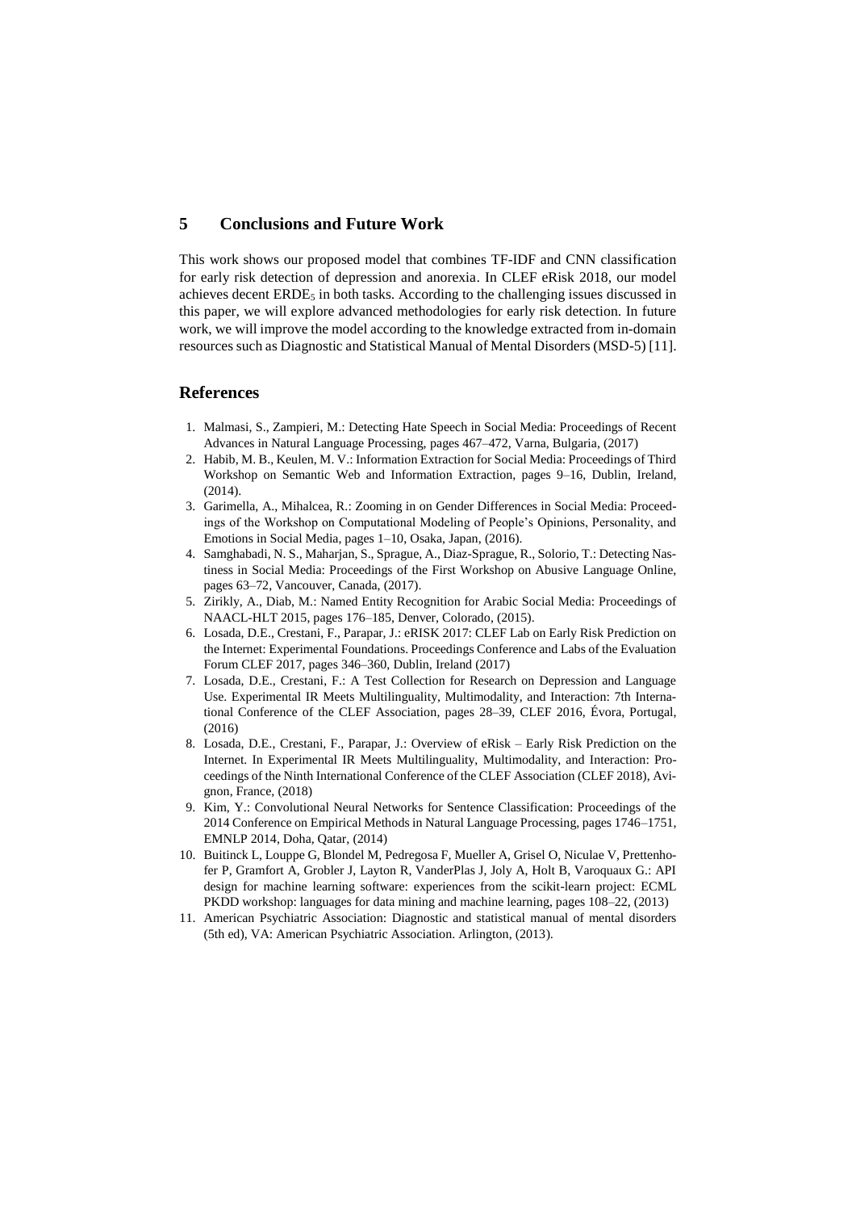## 5 Conclusions and Future Work

This work shows our proposed model that combines TF-IDF and CNN classification for early risk detection of depression and anorexia. In CLEF eRisk 2018, our model achieves decent $ERDE_5$ in both tasks. According to the challenging issues discussed in this paper, we will explore advanced methodologies for early risk detection. In future work, we will improve the model according to the knowledge extracted from in-domain resources such as Diagnostic and Statistical Manual of Mental Disorders (MSD-5) [11].

## References

1. Malmasi, S., Zampieri, M.: Detecting Hate Speech in Social Media: Proceedings of Recent Advances in Natural Language Processing, pages 467–472, Varna, Bulgaria, (2017)
2. Habib, M. B., Keulen, M. V.: Information Extraction for Social Media: Proceedings of Third Workshop on Semantic Web and Information Extraction, pages 9–16, Dublin, Ireland, (2014).
3. Garimella, A., Mihalcea, R.: Zooming in on Gender Differences in Social Media: Proceedings of the Workshop on Computational Modeling of People's Opinions, Personality, and Emotions in Social Media, pages 1–10, Osaka, Japan, (2016).
4. Samghabadi, N. S., Maharjan, S., Sprague, A., Diaz-Sprague, R., Solorio, T.: Detecting Nastiness in Social Media: Proceedings of the First Workshop on Abusive Language Online, pages 63–72, Vancouver, Canada, (2017).
5. Zirikly, A., Diab, M.: Named Entity Recognition for Arabic Social Media: Proceedings of NAACL-HLT 2015, pages 176–185, Denver, Colorado, (2015).
6. Losada, D.E., Crestani, F., Parapar, J.: eRISK 2017: CLEF Lab on Early Risk Prediction on the Internet: Experimental Foundations. Proceedings Conference and Labs of the Evaluation Forum CLEF 2017, pages 346–360, Dublin, Ireland (2017)
7. Losada, D.E., Crestani, F.: A Test Collection for Research on Depression and Language Use. Experimental IR Meets Multilinguality, Multimodality, and Interaction: 7th International Conference of the CLEF Association, pages 28–39, CLEF 2016, Évora, Portugal, (2016)
8. Losada, D.E., Crestani, F., Parapar, J.: Overview of eRisk – Early Risk Prediction on the Internet. In Experimental IR Meets Multilinguality, Multimodality, and Interaction: Proceedings of the Ninth International Conference of the CLEF Association (CLEF 2018), Avignon, France, (2018)
9. Kim, Y.: Convolutional Neural Networks for Sentence Classification: Proceedings of the 2014 Conference on Empirical Methods in Natural Language Processing, pages 1746–1751, EMNLP 2014, Doha, Qatar, (2014)
10. Buitinck L, Louppe G, Blondel M, Pedregosa F, Mueller A, Grisel O, Niculae V, Prettenhofer P, Gramfort A, Grobler J, Layton R, VanderPlas J, Joly A, Holt B, Varoquaux G.: API design for machine learning software: experiences from the scikit-learn project: ECML PKDD workshop: languages for data mining and machine learning, pages 108–22, (2013)
11. American Psychiatric Association: Diagnostic and statistical manual of mental disorders (5th ed), VA: American Psychiatric Association. Arlington, (2013).